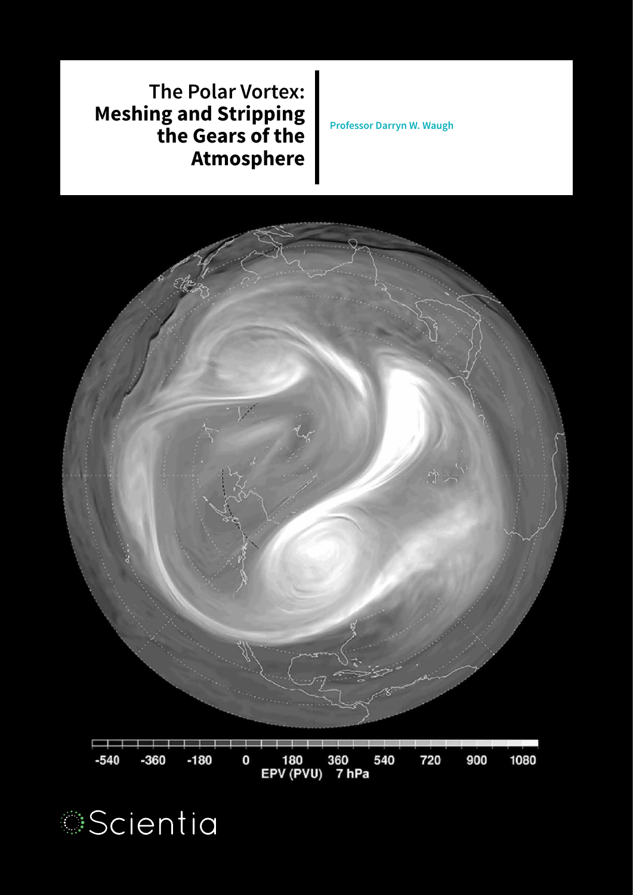# The Polar Vortex: Meshing and Stripping the Gears of the Atmosphere

**Professor Darryn W. Waugh**

-540 -360 -180 0 180 360 540 720 900 1080

EPV (PVU) 7 hPa

Scientia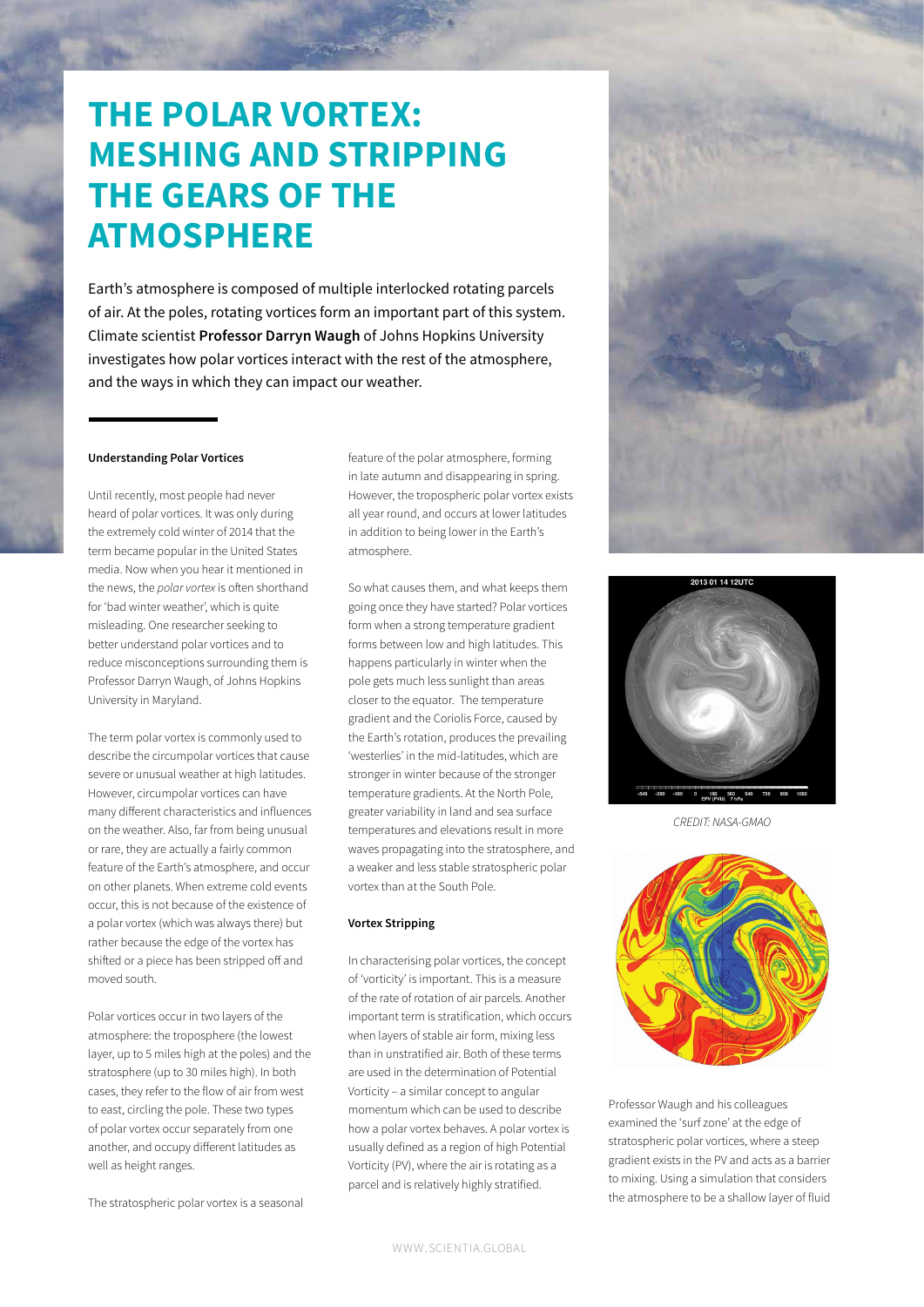# THE POLAR VORTEX: MESHING AND STRIPPING THE GEARS OF THE ATMOSPHERE

Earth's atmosphere is composed of multiple interlocked rotating parcels of air. At the poles, rotating vortices form an important part of this system. Climate scientist **Professor Darryn Waugh** of Johns Hopkins University investigates how polar vortices interact with the rest of the atmosphere, and the ways in which they can impact our weather.

**Understanding Polar Vortices**

Until recently, most people had never heard of polar vortices. It was only during the extremely cold winter of 2014 that the term became popular in the United States media. Now when you hear it mentioned in the news, the *polar vortex* is often shorthand for 'bad winter weather', which is quite misleading. One researcher seeking to better understand polar vortices and to reduce misconceptions surrounding them is Professor Darryn Waugh, of Johns Hopkins University in Maryland.

The term polar vortex is commonly used to describe the circumpolar vortices that cause severe or unusual weather at high latitudes. However, circumpolar vortices can have many different characteristics and influences on the weather. Also, far from being unusual or rare, they are actually a fairly common feature of the Earth's atmosphere, and occur on other planets. When extreme cold events occur, this is not because of the existence of a polar vortex (which was always there) but rather because the edge of the vortex has shifted or a piece has been stripped off and moved south.

Polar vortices occur in two layers of the atmosphere: the troposphere (the lowest layer, up to 5 miles high at the poles) and the stratosphere (up to 30 miles high). In both cases, they refer to the flow of air from west to east, circling the pole. These two types of polar vortex occur separately from one another, and occupy different latitudes as well as height ranges.

The stratospheric polar vortex is a seasonal feature of the polar atmosphere, forming in late autumn and disappearing in spring. However, the tropospheric polar vortex exists all year round, and occurs at lower latitudes in addition to being lower in the Earth's atmosphere.

So what causes them, and what keeps them going once they have started? Polar vortices form when a strong temperature gradient forms between low and high latitudes. This happens particularly in winter when the pole gets much less sunlight than areas closer to the equator. The temperature gradient and the Coriolis Force, caused by the Earth's rotation, produces the prevailing 'westerlies' in the mid-latitudes, which are stronger in winter because of the stronger temperature gradients. At the North Pole, greater variability in land and sea surface temperatures and elevations result in more waves propagating into the stratosphere, and a weaker and less stable stratospheric polar vortex than at the South Pole.

**Vortex Stripping**

In characterising polar vortices, the concept of 'vorticity' is important. This is a measure of the rate of rotation of air parcels. Another important term is stratification, which occurs when layers of stable air form, mixing less than in unstratified air. Both of these terms are used in the determination of Potential Vorticity – a similar concept to angular momentum which can be used to describe how a polar vortex behaves. A polar vortex is usually defined as a region of high Potential Vorticity (PV), where the air is rotating as a parcel and is relatively highly stratified.

*CREDIT: NASA-GMAO*

Professor Waugh and his colleagues examined the 'surf zone' at the edge of stratospheric polar vortices, where a steep gradient exists in the PV and acts as a barrier to mixing. Using a simulation that considers the atmosphere to be a shallow layer of fluid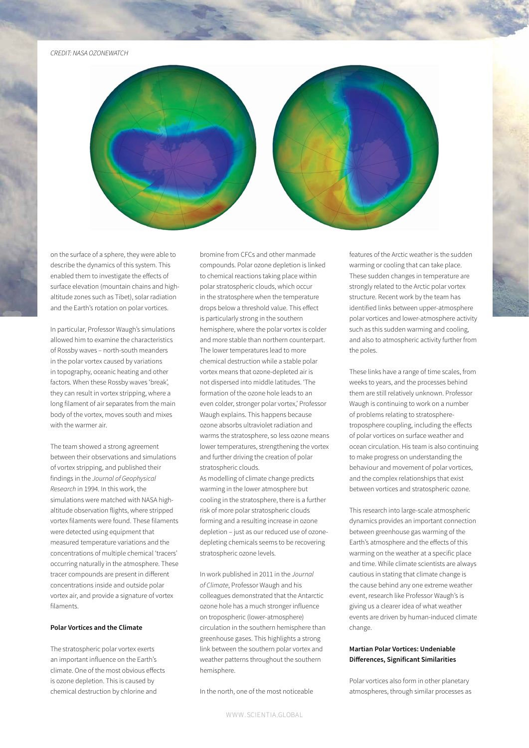CREDIT: NASA OZONEWATCH

on the surface of a sphere, they were able to describe the dynamics of this system. This enabled them to investigate the effects of surface elevation (mountain chains and high-altitude zones such as Tibet), solar radiation and the Earth's rotation on polar vortices.

In particular, Professor Waugh's simulations allowed him to examine the characteristics of Rossby waves – north-south meanders in the polar vortex caused by variations in topography, oceanic heating and other factors. When these Rossby waves 'break', they can result in vortex stripping, where a long filament of air separates from the main body of the vortex, moves south and mixes with the warmer air.

The team showed a strong agreement between their observations and simulations of vortex stripping, and published their findings in the *Journal of Geophysical Research* in 1994. In this work, the simulations were matched with NASA high-altitude observation flights, where stripped vortex filaments were found. These filaments were detected using equipment that measured temperature variations and the concentrations of multiple chemical 'tracers' occurring naturally in the atmosphere. These tracer compounds are present in different concentrations inside and outside polar vortex air, and provide a signature of vortex filaments.

**Polar Vortices and the Climate**

The stratospheric polar vortex exerts an important influence on the Earth's climate. One of the most obvious effects is ozone depletion. This is caused by chemical destruction by chlorine and bromine from CFCs and other manmade compounds. Polar ozone depletion is linked to chemical reactions taking place within polar stratospheric clouds, which occur in the stratosphere when the temperature drops below a threshold value. This effect is particularly strong in the southern hemisphere, where the polar vortex is colder and more stable than northern counterpart. The lower temperatures lead to more chemical destruction while a stable polar vortex means that ozone-depleted air is not dispersed into middle latitudes. 'The formation of the ozone hole leads to an even colder, stronger polar vortex,' Professor Waugh explains. This happens because ozone absorbs ultraviolet radiation and warms the stratosphere, so less ozone means lower temperatures, strengthening the vortex and further driving the creation of polar stratospheric clouds.

As modelling of climate change predicts warming in the lower atmosphere but cooling in the stratosphere, there is a further risk of more polar stratospheric clouds forming and a resulting increase in ozone depletion – just as our reduced use of ozone-depleting chemicals seems to be recovering stratospheric ozone levels.

In work published in 2011 in the *Journal of Climate*, Professor Waugh and his colleagues demonstrated that the Antarctic ozone hole has a much stronger influence on tropospheric (lower-atmosphere) circulation in the southern hemisphere than greenhouse gases. This highlights a strong link between the southern polar vortex and weather patterns throughout the southern hemisphere.

In the north, one of the most noticeable features of the Arctic weather is the sudden warming or cooling that can take place. These sudden changes in temperature are strongly related to the Arctic polar vortex structure. Recent work by the team has identified links between upper-atmosphere polar vortices and lower-atmosphere activity such as this sudden warming and cooling, and also to atmospheric activity further from the poles.

These links have a range of time scales, from weeks to years, and the processes behind them are still relatively unknown. Professor Waugh is continuing to work on a number of problems relating to stratosphere-troposphere coupling, including the effects of polar vortices on surface weather and ocean circulation. His team is also continuing to make progress on understanding the behaviour and movement of polar vortices, and the complex relationships that exist between vortices and stratospheric ozone.

This research into large-scale atmospheric dynamics provides an important connection between greenhouse gas warming of the Earth's atmosphere and the effects of this warming on the weather at a specific place and time. While climate scientists are always cautious in stating that climate change is the cause behind any one extreme weather event, research like Professor Waugh's is giving us a clearer idea of what weather events are driven by human-induced climate change.

**Martian Polar Vortices: Undeniable Differences, Significant Similarities**

Polar vortices also form in other planetary atmospheres, through similar processes as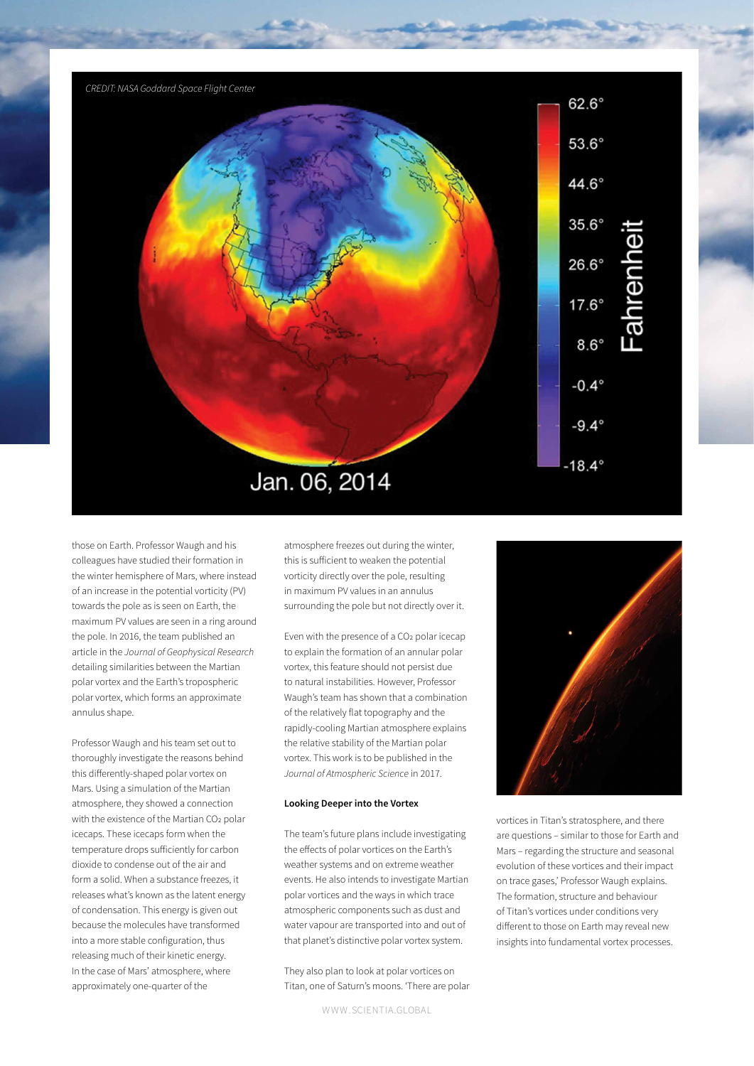those on Earth. Professor Waugh and his colleagues have studied their formation in the winter hemisphere of Mars, where instead of an increase in the potential vorticity (PV) towards the pole as is seen on Earth, the maximum PV values are seen in a ring around the pole. In 2016, the team published an article in the *Journal of Geophysical Research* detailing similarities between the Martian polar vortex and the Earth's tropospheric polar vortex, which forms an approximate annulus shape.

Professor Waugh and his team set out to thoroughly investigate the reasons behind this differently-shaped polar vortex on Mars. Using a simulation of the Martian atmosphere, they showed a connection with the existence of the Martian $CO_2$ polar icecaps. These icecaps form when the temperature drops sufficiently for carbon dioxide to condense out of the air and form a solid. When a substance freezes, it releases what's known as the latent energy of condensation. This energy is given out because the molecules have transformed into a more stable configuration, thus releasing much of their kinetic energy. In the case of Mars' atmosphere, where approximately one-quarter of the atmosphere freezes out during the winter, this is sufficient to weaken the potential vorticity directly over the pole, resulting in maximum PV values in an annulus surrounding the pole but not directly over it.

Even with the presence of a $CO_2$ polar icecap to explain the formation of an annular polar vortex, this feature should not persist due to natural instabilities. However, Professor Waugh's team has shown that a combination of the relatively flat topography and the rapidly-cooling Martian atmosphere explains the relative stability of the Martian polar vortex. This work is to be published in the *Journal of Atmospheric Science* in 2017.

**Looking Deeper into the Vortex**

The team's future plans include investigating the effects of polar vortices on the Earth's weather systems and on extreme weather events. He also intends to investigate Martian polar vortices and the ways in which trace atmospheric components such as dust and water vapour are transported into and out of that planet's distinctive polar vortex system.

They also plan to look at polar vortices on Titan, one of Saturn's moons. 'There are polar vortices in Titan's stratosphere, and there are questions – similar to those for Earth and Mars – regarding the structure and seasonal evolution of these vortices and their impact on trace gases,' Professor Waugh explains. The formation, structure and behaviour of Titan's vortices under conditions very different to those on Earth may reveal new insights into fundamental vortex processes.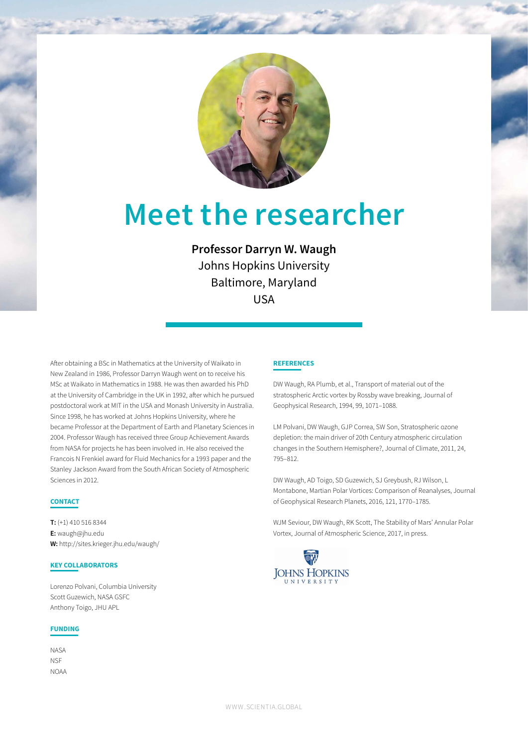# Meet the researcher

**Professor Darryn W. Waugh**
Johns Hopkins University
Baltimore, Maryland
USA

After obtaining a BSc in Mathematics at the University of Waikato in New Zealand in 1986, Professor Darryn Waugh went on to receive his MSc at Waikato in Mathematics in 1988. He was then awarded his PhD at the University of Cambridge in the UK in 1992, after which he pursued postdoctoral work at MIT in the USA and Monash University in Australia. Since 1998, he has worked at Johns Hopkins University, where he became Professor at the Department of Earth and Planetary Sciences in 2004. Professor Waugh has received three Group Achievement Awards from NASA for projects he has been involved in. He also received the Francois N Frenkiel award for Fluid Mechanics for a 1993 paper and the Stanley Jackson Award from the South African Society of Atmospheric Sciences in 2012.

### CONTACT

**T:** (+1) 410 516 8344
**E:** waugh@jhu.edu
**W:** http://sites.krieger.jhu.edu/waugh/

### KEY COLLABORATORS

Lorenzo Polvani, Columbia University
Scott Guzewich, NASA GSFC
Anthony Toigo, JHU APL

### FUNDING

NASA
NSF
NOAA

### REFERENCES

DW Waugh, RA Plumb, et al., Transport of material out of the stratospheric Arctic vortex by Rossby wave breaking, Journal of Geophysical Research, 1994, 99, 1071–1088.

LM Polvani, DW Waugh, GJP Correa, SW Son, Stratospheric ozone depletion: the main driver of 20th Century atmospheric circulation changes in the Southern Hemisphere?, Journal of Climate, 2011, 24, 795–812.

DW Waugh, AD Toigo, SD Guzewich, SJ Greybush, RJ Wilson, L Montabone, Martian Polar Vortices: Comparison of Reanalyses, Journal of Geophysical Research Planets, 2016, 121, 1770–1785.

WJM Seviour, DW Waugh, RK Scott, The Stability of Mars' Annular Polar Vortex, Journal of Atmospheric Science, 2017, in press.

JOHNS HOPKINS
UNIVERSITY